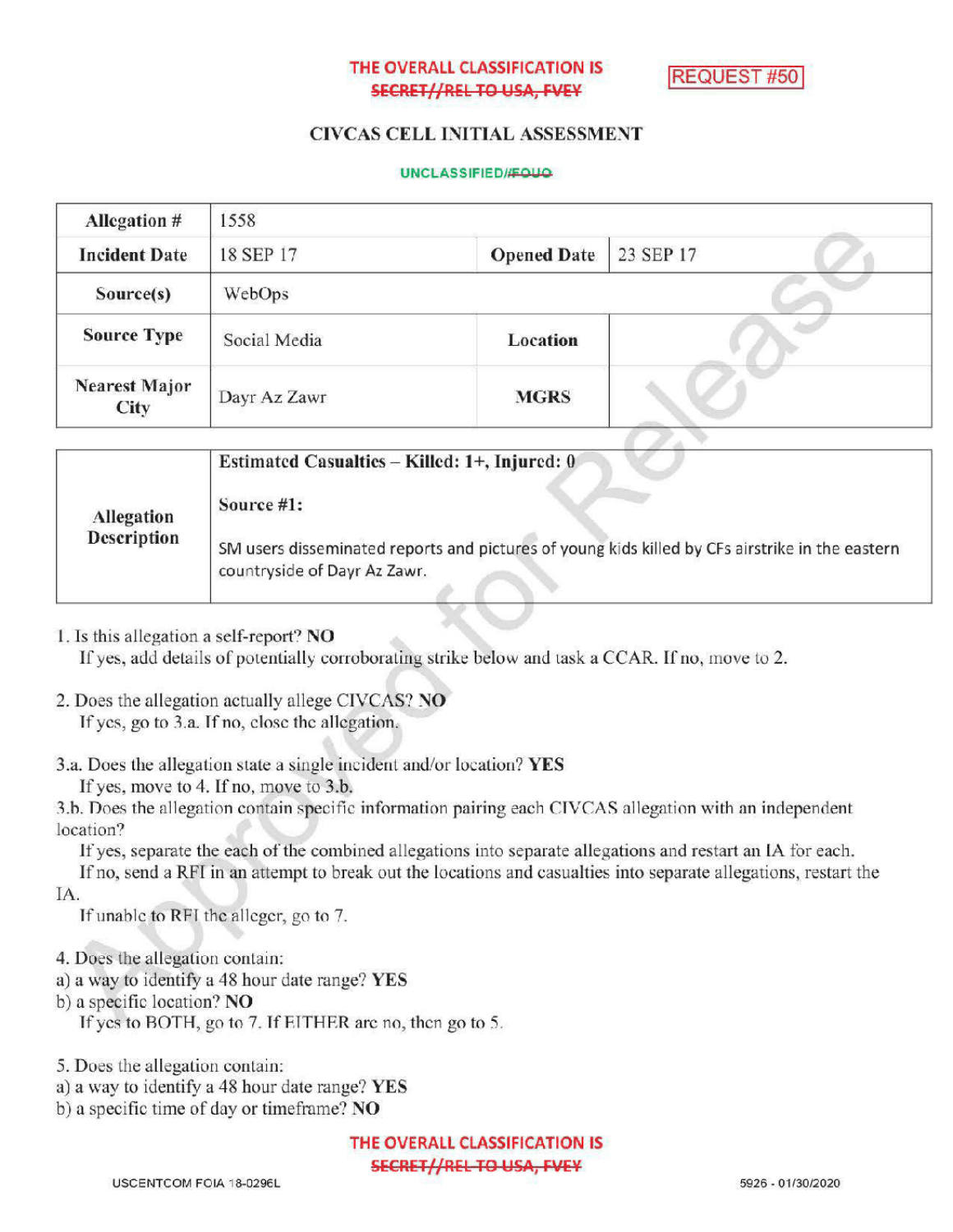THE OVERALL CLASSIFICATION IS ~~SECRET//REL TO USA, FVEY~~

REQUEST #50

# CIVCAS CELL INITIAL ASSESSMENT

UNCLASSIFIED//~~FOUO~~

| Allegation # | 1558 | | |
|---|---|---|---|
| Incident Date | 18 SEP 17 | Opened Date | 23 SEP 17 |
| Source(s) | WebOps | | |
| Source Type | Social Media | Location | |
| Nearest Major City | Dayr Az Zawr | MGRS | |

| Allegation Description | **Estimated Casualties – Killed: 1+, Injured: 0**<br><br>**Source #1:**<br><br>SM users disseminated reports and pictures of young kids killed by CFs airstrike in the eastern countryside of Dayr Az Zawr. |
|---|---|

1. Is this allegation a self-report? **NO**
   If yes, add details of potentially corroborating strike below and task a CCAR. If no, move to 2.

2. Does the allegation actually allege CIVCAS? **NO**
   If yes, go to 3.a. If no, close the allegation.

3.a. Does the allegation state a single incident and/or location? **YES**
   If yes, move to 4. If no, move to 3.b.
3.b. Does the allegation contain specific information pairing each CIVCAS allegation with an independent location?
   If yes, separate the each of the combined allegations into separate allegations and restart an IA for each.
   If no, send a RFI in an attempt to break out the locations and casualties into separate allegations, restart the IA.
   If unable to RFI the alleger, go to 7.

4. Does the allegation contain:
a) a way to identify a 48 hour date range? **YES**
b) a specific location? **NO**
   If yes to BOTH, go to 7. If EITHER are no, then go to 5.

5. Does the allegation contain:
a) a way to identify a 48 hour date range? **YES**
b) a specific time of day or timeframe? **NO**

THE OVERALL CLASSIFICATION IS ~~SECRET//REL TO USA, FVEY~~

USCENTCOM FOIA 18-0296L

5926 - 01/30/2020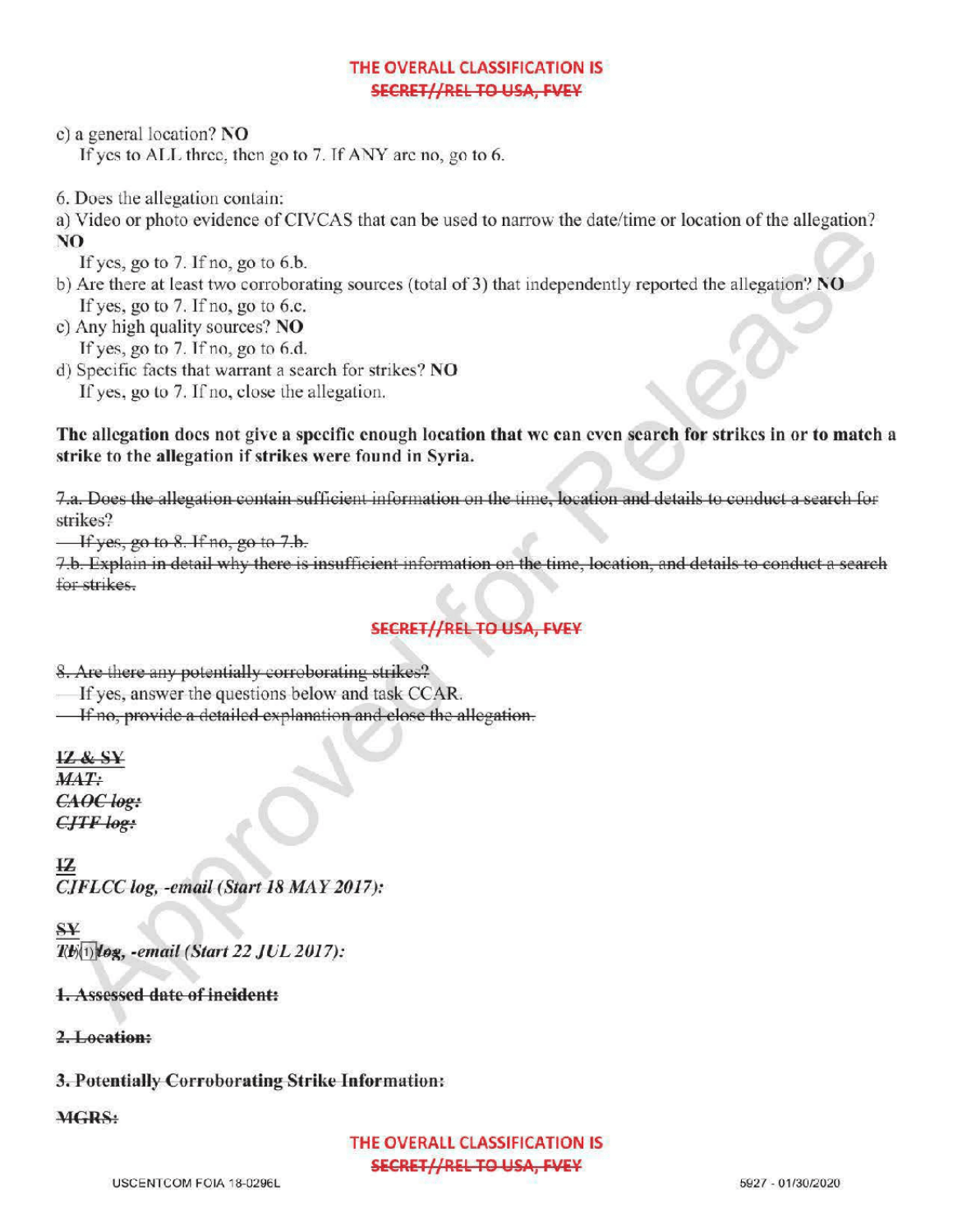c) a general location? **NO**

If yes to ALL three, then go to 7. If ANY are no, go to 6.

6. Does the allegation contain:

a) Video or photo evidence of CIVCAS that can be used to narrow the date/time or location of the allegation? **NO**

If yes, go to 7. If no, go to 6.b.

b) Are there at least two corroborating sources (total of 3) that independently reported the allegation? **NO**

If yes, go to 7. If no, go to 6.c.

c) Any high quality sources? **NO**

If yes, go to 7. If no, go to 6.d.

d) Specific facts that warrant a search for strikes? **NO**

If yes, go to 7. If no, close the allegation.

**The allegation does not give a specific enough location that we can even search for strikes in or to match a strike to the allegation if strikes were found in Syria.**

~~7.a. Does the allegation contain sufficient information on the time, location and details to conduct a search for strikes?~~

~~If yes, go to 8. If no, go to 7.b.~~

~~7.b. Explain in detail why there is insufficient information on the time, location, and details to conduct a search for strikes.~~

~~SECRET//REL TO USA, FVEY~~

~~8. Are there any potentially corroborating strikes?~~

~~If yes, answer the questions below and task CCAR.~~

~~If no, provide a detailed explanation and close the allegation.~~

~~**IZ & SY**~~

~~***MAT:***~~

~~***CAOC log:***~~

~~***CJTF log:***~~

~~**IZ**~~

*CJFLCC log, -email (Start 18 MAY 2017):*

~~**SY**~~

*T(b)(1) ~~log~~, -email (Start 22 JUL 2017):*

~~**1. Assessed date of incident:**~~

~~**2. Location:**~~

~~**3. Potentially Corroborating Strike Information:**~~

~~**MGRS:**~~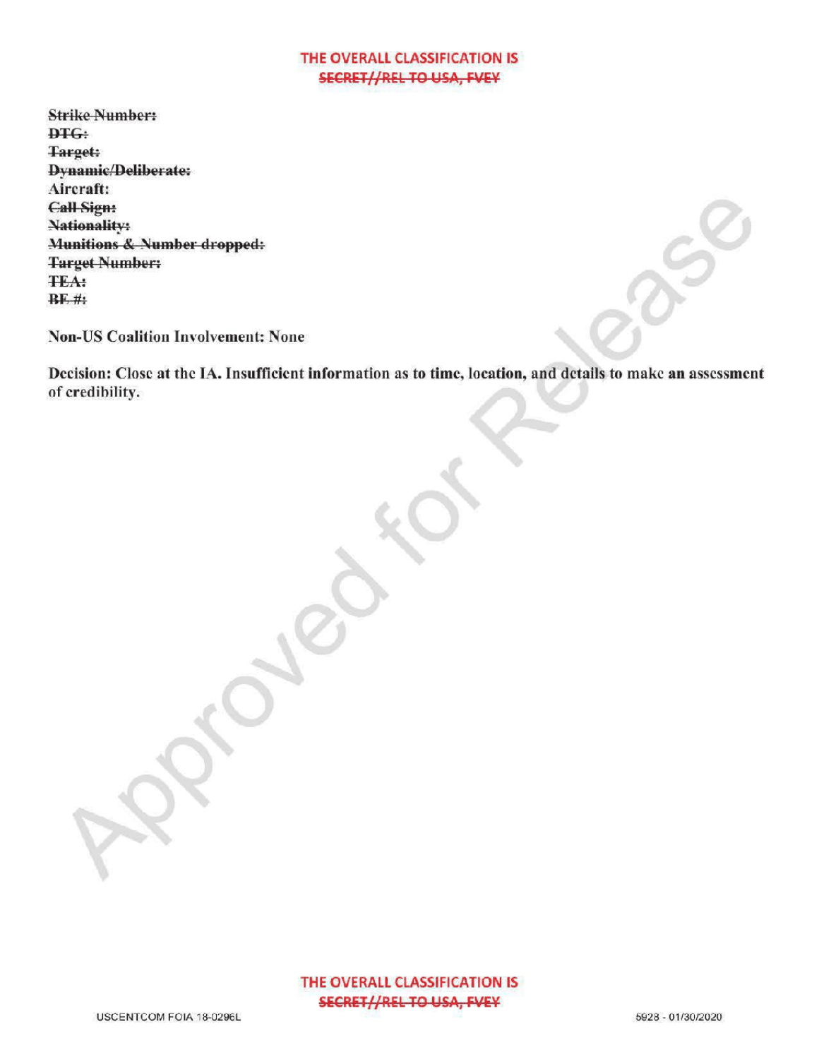THE OVERALL CLASSIFICATION IS
~~SECRET//REL TO USA, FVEY~~

~~**Strike Number:**~~
~~**DTG:**~~
~~**Target:**~~
~~**Dynamic/Deliberate:**~~
**Aircraft:**
~~**Call Sign:**~~
~~**Nationality:**~~
~~**Munitions & Number dropped:**~~
~~**Target Number:**~~
~~**TEA:**~~
~~**BE #:**~~

**Non-US Coalition Involvement: None**

**Decision: Close at the IA. Insufficient information as to time, location, and details to make an assessment of credibility.**

THE OVERALL CLASSIFICATION IS
~~SECRET//REL TO USA, FVEY~~

USCENTCOM FOIA 18-0296L

5928 - 01/30/2020